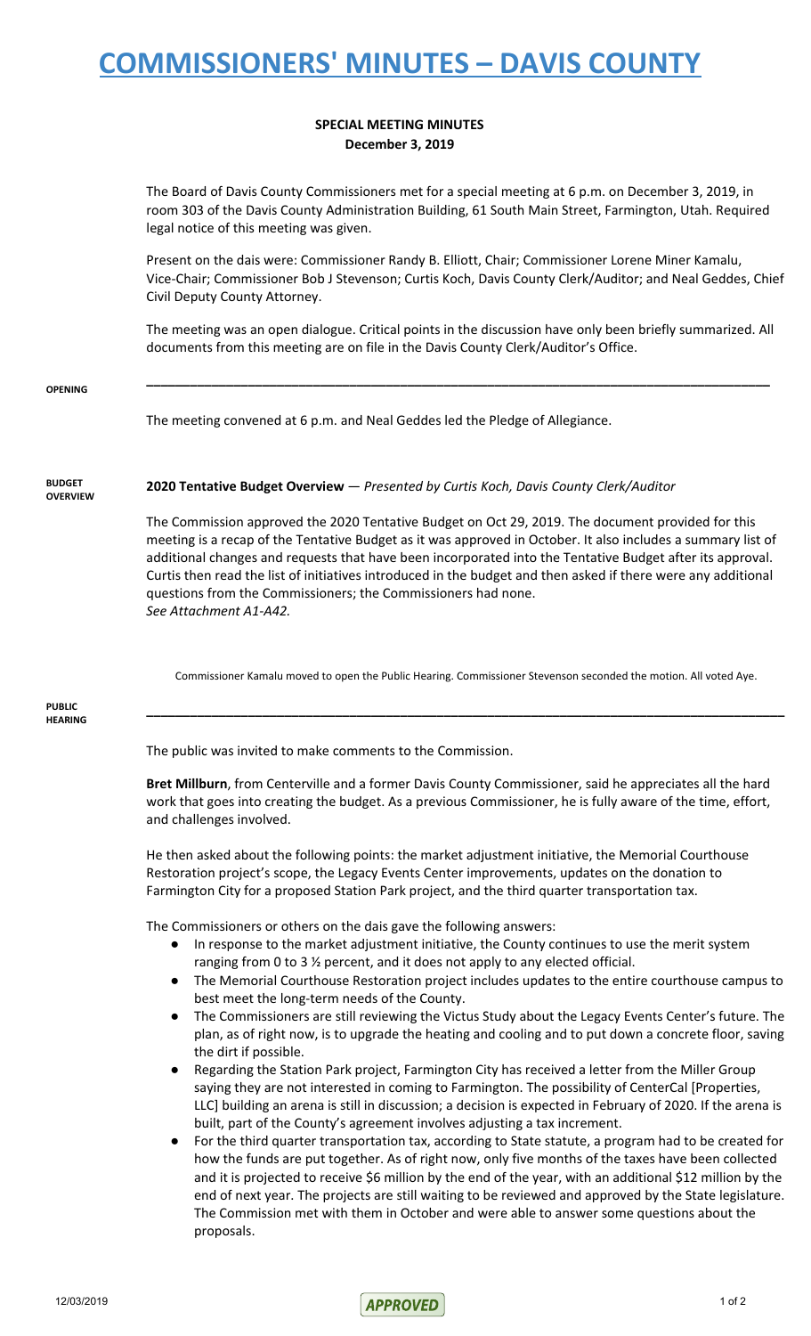# COMMISSIONERS' MINUTES – DAVIS COUNTY

**SPECIAL MEETING MINUTES**
**December 3, 2019**

The Board of Davis County Commissioners met for a special meeting at 6 p.m. on December 3, 2019, in room 303 of the Davis County Administration Building, 61 South Main Street, Farmington, Utah. Required legal notice of this meeting was given.

Present on the dais were: Commissioner Randy B. Elliott, Chair; Commissioner Lorene Miner Kamalu, Vice-Chair; Commissioner Bob J Stevenson; Curtis Koch, Davis County Clerk/Auditor; and Neal Geddes, Chief Civil Deputy County Attorney.

The meeting was an open dialogue. Critical points in the discussion have only been briefly summarized. All documents from this meeting are on file in the Davis County Clerk/Auditor's Office.

---

**OPENING**

The meeting convened at 6 p.m. and Neal Geddes led the Pledge of Allegiance.

**BUDGET OVERVIEW**

**2020 Tentative Budget Overview** — *Presented by Curtis Koch, Davis County Clerk/Auditor*

The Commission approved the 2020 Tentative Budget on Oct 29, 2019. The document provided for this meeting is a recap of the Tentative Budget as it was approved in October. It also includes a summary list of additional changes and requests that have been incorporated into the Tentative Budget after its approval. Curtis then read the list of initiatives introduced in the budget and then asked if there were any additional questions from the Commissioners; the Commissioners had none.
*See Attachment A1-A42.*

Commissioner Kamalu moved to open the Public Hearing. Commissioner Stevenson seconded the motion. All voted Aye.

---

**PUBLIC HEARING**

The public was invited to make comments to the Commission.

**Bret Millburn**, from Centerville and a former Davis County Commissioner, said he appreciates all the hard work that goes into creating the budget. As a previous Commissioner, he is fully aware of the time, effort, and challenges involved.

He then asked about the following points: the market adjustment initiative, the Memorial Courthouse Restoration project's scope, the Legacy Events Center improvements, updates on the donation to Farmington City for a proposed Station Park project, and the third quarter transportation tax.

The Commissioners or others on the dais gave the following answers:

- In response to the market adjustment initiative, the County continues to use the merit system ranging from 0 to 3 ½ percent, and it does not apply to any elected official.
- The Memorial Courthouse Restoration project includes updates to the entire courthouse campus to best meet the long-term needs of the County.
- The Commissioners are still reviewing the Victus Study about the Legacy Events Center's future. The plan, as of right now, is to upgrade the heating and cooling and to put down a concrete floor, saving the dirt if possible.
- Regarding the Station Park project, Farmington City has received a letter from the Miller Group saying they are not interested in coming to Farmington. The possibility of CenterCal [Properties, LLC] building an arena is still in discussion; a decision is expected in February of 2020. If the arena is built, part of the County's agreement involves adjusting a tax increment.
- For the third quarter transportation tax, according to State statute, a program had to be created for how the funds are put together. As of right now, only five months of the taxes have been collected and it is projected to receive $6 million by the end of the year, with an additional $12 million by the end of next year. The projects are still waiting to be reviewed and approved by the State legislature. The Commission met with them in October and were able to answer some questions about the proposals.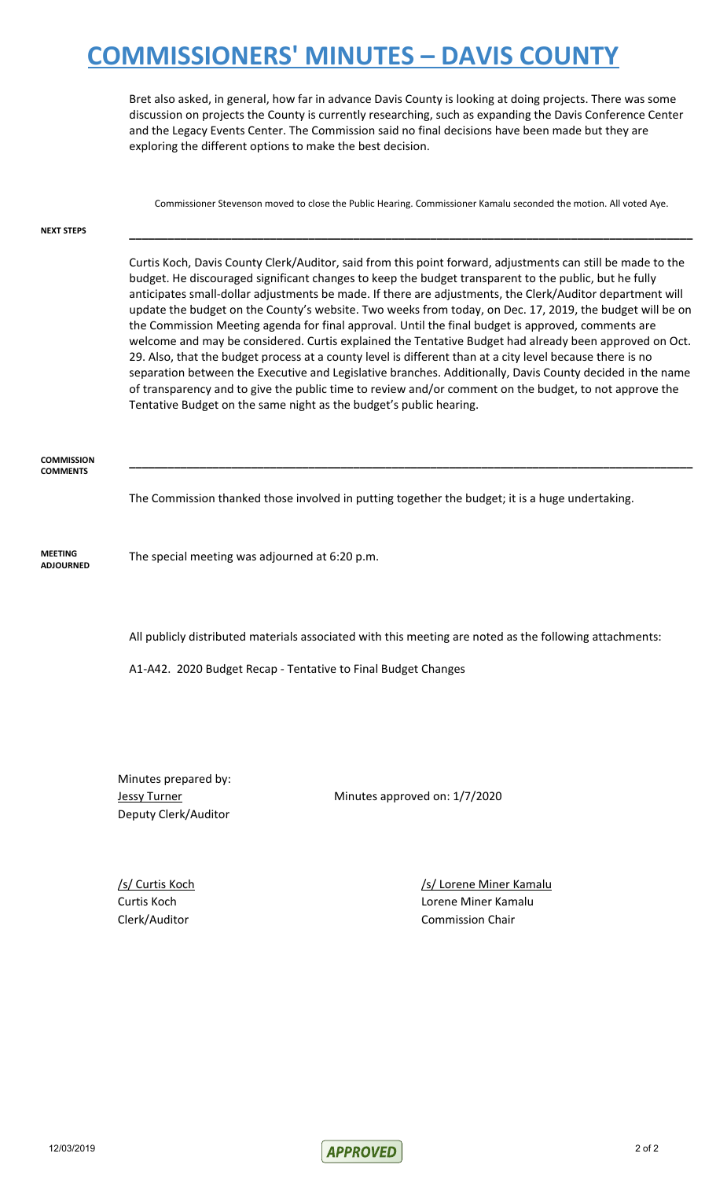Bret also asked, in general, how far in advance Davis County is looking at doing projects. There was some discussion on projects the County is currently researching, such as expanding the Davis Conference Center and the Legacy Events Center. The Commission said no final decisions have been made but they are exploring the different options to make the best decision.

Commissioner Stevenson moved to close the Public Hearing. Commissioner Kamalu seconded the motion. All voted Aye.

**NEXT STEPS**

Curtis Koch, Davis County Clerk/Auditor, said from this point forward, adjustments can still be made to the budget. He discouraged significant changes to keep the budget transparent to the public, but he fully anticipates small-dollar adjustments be made. If there are adjustments, the Clerk/Auditor department will update the budget on the County's website. Two weeks from today, on Dec. 17, 2019, the budget will be on the Commission Meeting agenda for final approval. Until the final budget is approved, comments are welcome and may be considered. Curtis explained the Tentative Budget had already been approved on Oct. 29. Also, that the budget process at a county level is different than at a city level because there is no separation between the Executive and Legislative branches. Additionally, Davis County decided in the name of transparency and to give the public time to review and/or comment on the budget, to not approve the Tentative Budget on the same night as the budget's public hearing.

**COMMISSION COMMENTS**

The Commission thanked those involved in putting together the budget; it is a huge undertaking.

**MEETING ADJOURNED**

The special meeting was adjourned at 6:20 p.m.

All publicly distributed materials associated with this meeting are noted as the following attachments:

A1-A42. 2020 Budget Recap - Tentative to Final Budget Changes

Minutes prepared by:
Jessy Turner
Deputy Clerk/Auditor

Minutes approved on: 1/7/2020

/s/ Curtis Koch
Curtis Koch
Clerk/Auditor

/s/ Lorene Miner Kamalu
Lorene Miner Kamalu
Commission Chair